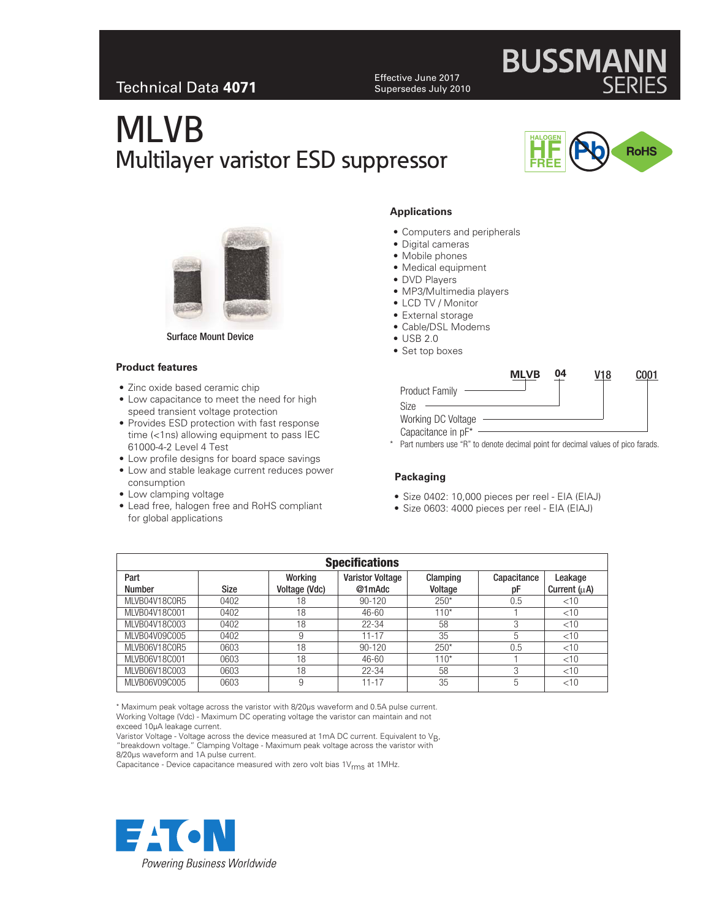Technical Data **4071**

Effective June 2017
Supersedes July 2010

# MLVB
## Multilayer varistor ESD suppressor

Surface Mount Device

### Product features

- Zinc oxide based ceramic chip
- Low capacitance to meet the need for high speed transient voltage protection
- Provides ESD protection with fast response time (<1ns) allowing equipment to pass IEC 61000-4-2 Level 4 Test
- Low profile designs for board space savings
- Low and stable leakage current reduces power consumption
- Low clamping voltage
- Lead free, halogen free and RoHS compliant for global applications

### Applications

- Computers and peripherals
- Digital cameras
- Mobile phones
- Medical equipment
- DVD Players
- MP3/Multimedia players
- LCD TV / Monitor
- External storage
- Cable/DSL Modems
- USB 2.0
- Set top boxes

**MLVB 04 V18 C001**

- MLVB – Product Family
- 04 – Size
- V18 – Working DC Voltage
- C001 – Capacitance in pF*

\* Part numbers use "R" to denote decimal point for decimal values of pico farads.

### Packaging

- Size 0402: 10,000 pieces per reel - EIA (EIAJ)
- Size 0603: 4000 pieces per reel - EIA (EIAJ)

**Specifications**

| Part Number | Size | Working Voltage (Vdc) | Varistor Voltage @1mAdc | Clamping Voltage | Capacitance pF | Leakage Current (µA) |
|---|---|---|---|---|---|---|
| MLVB04V18C0R5 | 0402 | 18 | 90-120 | 250* | 0.5 | <10 |
| MLVB04V18C001 | 0402 | 18 | 46-60 | 110* | 1 | <10 |
| MLVB04V18C003 | 0402 | 18 | 22-34 | 58 | 3 | <10 |
| MLVB04V09C005 | 0402 | 9 | 11-17 | 35 | 5 | <10 |
| MLVB06V18C0R5 | 0603 | 18 | 90-120 | 250* | 0.5 | <10 |
| MLVB06V18C001 | 0603 | 18 | 46-60 | 110* | 1 | <10 |
| MLVB06V18C003 | 0603 | 18 | 22-34 | 58 | 3 | <10 |
| MLVB06V09C005 | 0603 | 9 | 11-17 | 35 | 5 | <10 |

\* Maximum peak voltage across the varistor with 8/20µs waveform and 0.5A pulse current.
Working Voltage (Vdc) - Maximum DC operating voltage the varistor can maintain and not exceed 10µA leakage current.
Varistor Voltage - Voltage across the device measured at 1mA DC current. Equivalent to $V_B$, "breakdown voltage." Clamping Voltage - Maximum peak voltage across the varistor with 8/20µs waveform and 1A pulse current.
Capacitance - Device capacitance measured with zero volt bias $1V_{rms}$ at 1MHz.

Powering Business Worldwide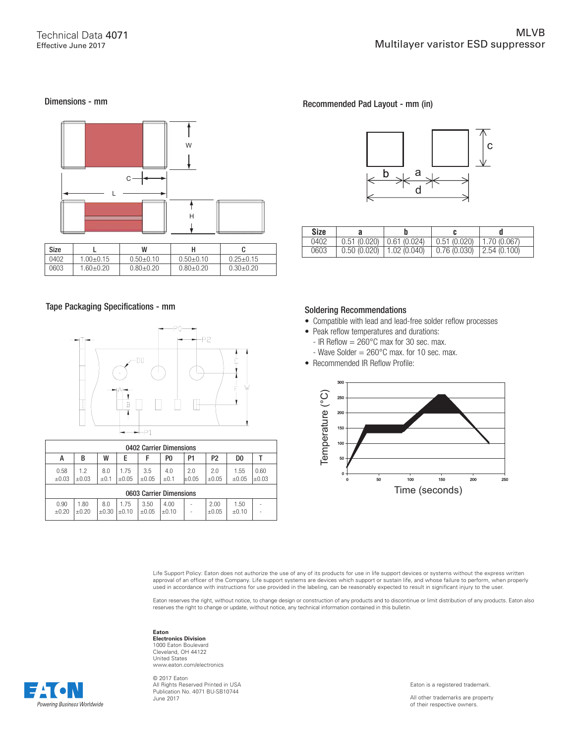## Dimensions - mm

| Size | L | W | H | C |
|---|---|---|---|---|
| 0402 | 1.00±0.15 | 0.50±0.10 | 0.50±0.10 | 0.25±0.15 |
| 0603 | 1.60±0.20 | 0.80±0.20 | 0.80±0.20 | 0.30±0.20 |

## Recommended Pad Layout - mm (in)

| Size | a | b | c | d |
|---|---|---|---|---|
| 0402 | 0.51 (0.020) | 0.61 (0.024) | 0.51 (0.020) | 1.70 (0.067) |
| 0603 | 0.50 (0.020) | 1.02 (0.040) | 0.76 (0.030) | 2.54 (0.100) |

## Tape Packaging Specifications - mm

| 0402 Carrier Dimensions | | | | | | | | | |
|---|---|---|---|---|---|---|---|---|---|
| A | B | W | E | F | P0 | P1 | P2 | D0 | T |
| 0.58 ±0.03 | 1.2 ±0.03 | 8.0 ±0.1 | 1.75 ±0.05 | 3.5 ±0.05 | 4.0 ±0.1 | 2.0 ±0.05 | 2.0 ±0.05 | 1.55 ±0.05 | 0.60 ±0.03 |
| **0603 Carrier Dimensions** | | | | | | | | | |
| 0.90 ±0.20 | 1.80 ±0.20 | 8.0 ±0.30 | 1.75 ±0.10 | 3.50 ±0.05 | 4.00 ±0.10 | - | 2.00 ±0.05 | 1.50 ±0.10 | - |

## Soldering Recommendations

- Compatible with lead and lead-free solder reflow processes
- Peak reflow temperatures and durations:
  - IR Reflow = 260°C max for 30 sec. max.
  - Wave Solder = 260°C max. for 10 sec. max.
- Recommended IR Reflow Profile:

Life Support Policy: Eaton does not authorize the use of any of its products for use in life support devices or systems without the express written approval of an officer of the Company. Life support systems are devices which support or sustain life, and whose failure to perform, when properly used in accordance with instructions for use provided in the labeling, can be reasonably expected to result in significant injury to the user.

Eaton reserves the right, without notice, to change design or construction of any products and to discontinue or limit distribution of any products. Eaton also reserves the right to change or update, without notice, any technical information contained in this bulletin.

**Eaton**
**Electronics Division**
1000 Eaton Boulevard
Cleveland, OH 44122
United States
www.eaton.com/electronics

© 2017 Eaton
All Rights Reserved Printed in USA
Publication No. 4071 BU-SB10744
June 2017

Eaton is a registered trademark.

All other trademarks are property of their respective owners.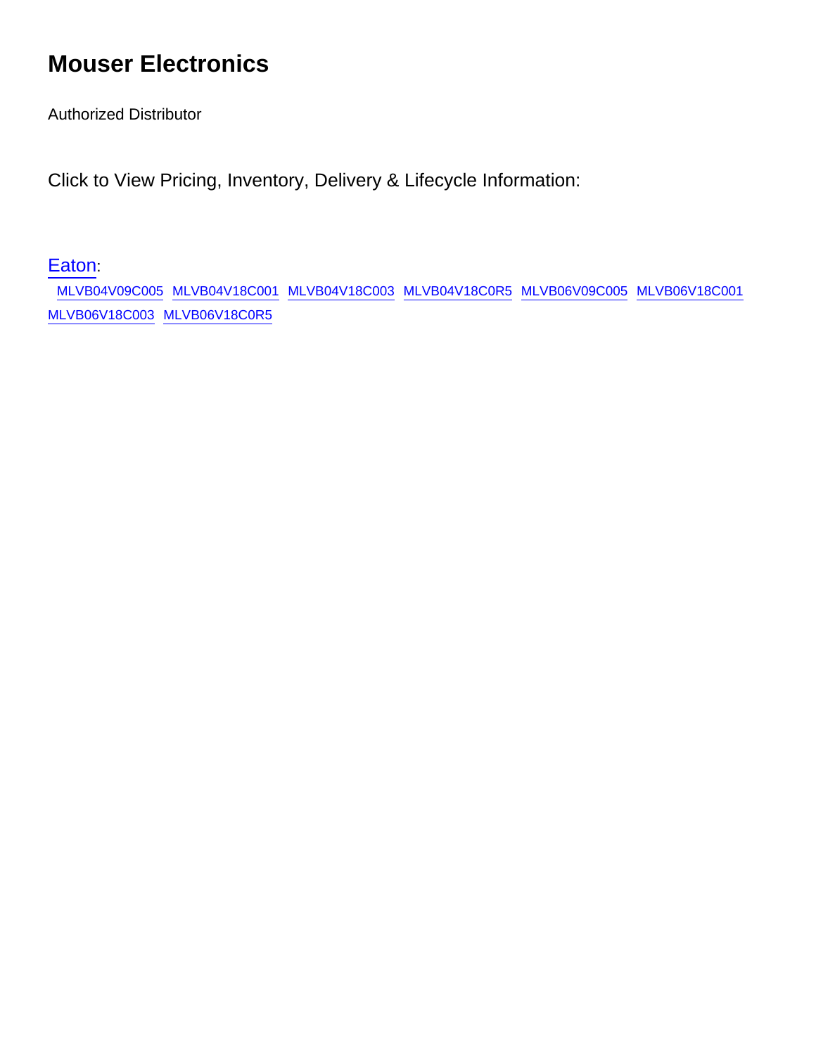# Mouser Electronics

Authorized Distributor

Click to View Pricing, Inventory, Delivery & Lifecycle Information:

Eaton:

MLVB04V09C005 MLVB04V18C001 MLVB04V18C003 MLVB04V18C0R5 MLVB06V09C005 MLVB06V18C001 MLVB06V18C003 MLVB06V18C0R5